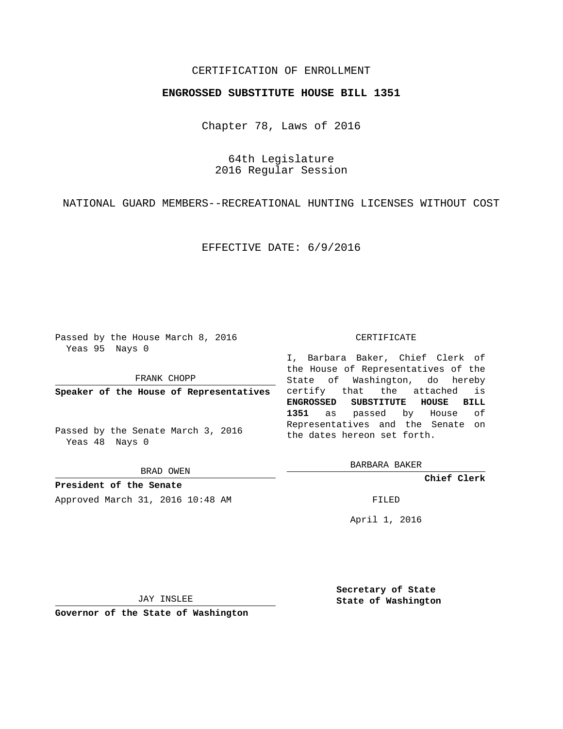CERTIFICATION OF ENROLLMENT

**ENGROSSED SUBSTITUTE HOUSE BILL 1351**

Chapter 78, Laws of 2016

64th Legislature
2016 Regular Session

NATIONAL GUARD MEMBERS--RECREATIONAL HUNTING LICENSES WITHOUT COST

EFFECTIVE DATE: 6/9/2016

Passed by the House March 8, 2016
Yeas 95 Nays 0

FRANK CHOPP

**Speaker of the House of Representatives**

Passed by the Senate March 3, 2016
Yeas 48 Nays 0

BRAD OWEN

**President of the Senate**

Approved March 31, 2016 10:48 AM

JAY INSLEE

**Governor of the State of Washington**

CERTIFICATE

I, Barbara Baker, Chief Clerk of the House of Representatives of the State of Washington, do hereby certify that the attached is **ENGROSSED SUBSTITUTE HOUSE BILL 1351** as passed by House of Representatives and the Senate on the dates hereon set forth.

BARBARA BAKER

**Chief Clerk**

FILED

April 1, 2016

**Secretary of State**
**State of Washington**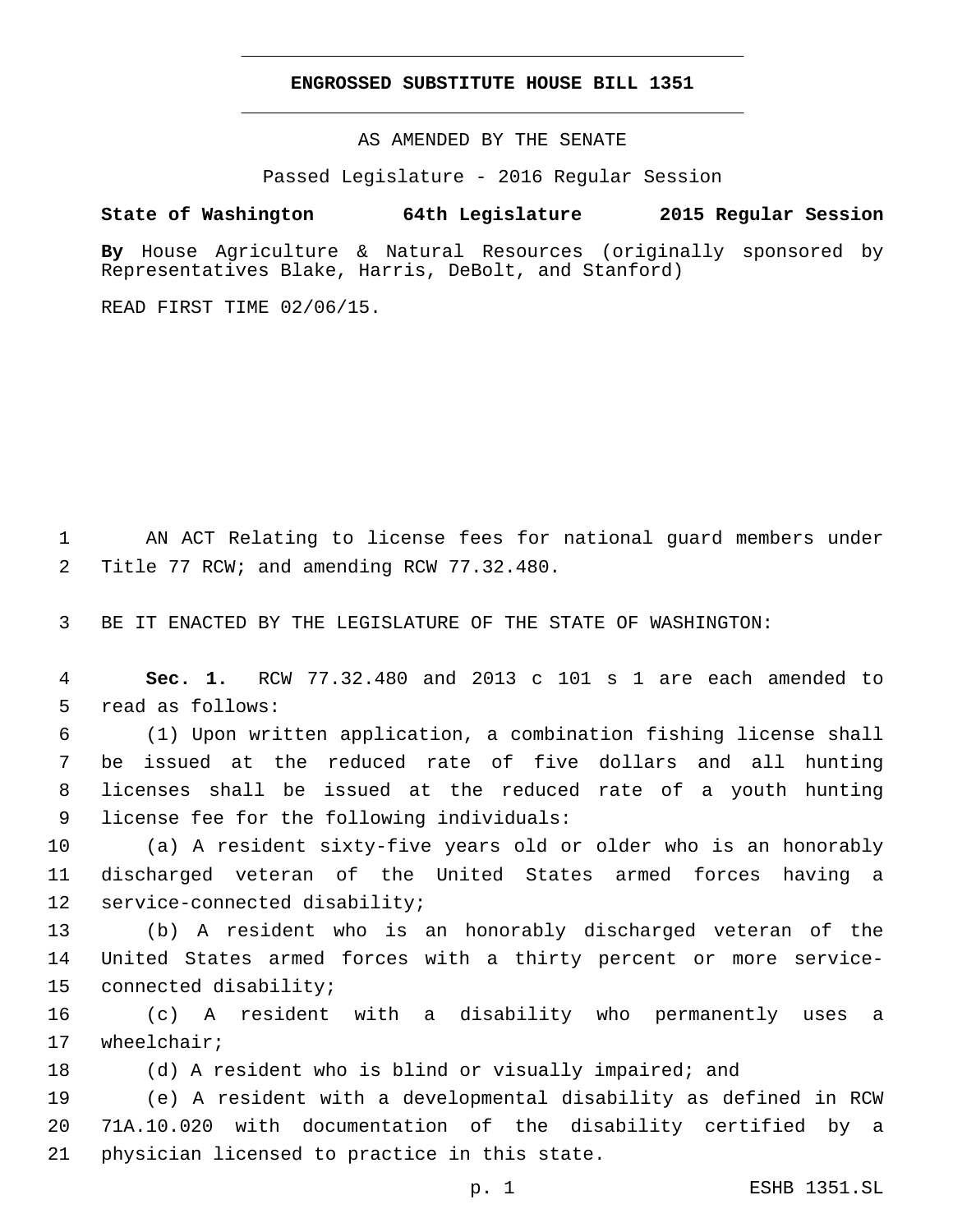**ENGROSSED SUBSTITUTE HOUSE BILL 1351**

AS AMENDED BY THE SENATE

Passed Legislature - 2016 Regular Session

**State of Washington 64th Legislature 2015 Regular Session**

**By** House Agriculture & Natural Resources (originally sponsored by Representatives Blake, Harris, DeBolt, and Stanford)

READ FIRST TIME 02/06/15.

AN ACT Relating to license fees for national guard members under Title 77 RCW; and amending RCW 77.32.480.

BE IT ENACTED BY THE LEGISLATURE OF THE STATE OF WASHINGTON:

**Sec. 1.** RCW 77.32.480 and 2013 c 101 s 1 are each amended to read as follows:

(1) Upon written application, a combination fishing license shall be issued at the reduced rate of five dollars and all hunting licenses shall be issued at the reduced rate of a youth hunting license fee for the following individuals:

(a) A resident sixty-five years old or older who is an honorably discharged veteran of the United States armed forces having a service-connected disability;

(b) A resident who is an honorably discharged veteran of the United States armed forces with a thirty percent or more service-connected disability;

(c) A resident with a disability who permanently uses a wheelchair;

(d) A resident who is blind or visually impaired; and

(e) A resident with a developmental disability as defined in RCW 71A.10.020 with documentation of the disability certified by a physician licensed to practice in this state.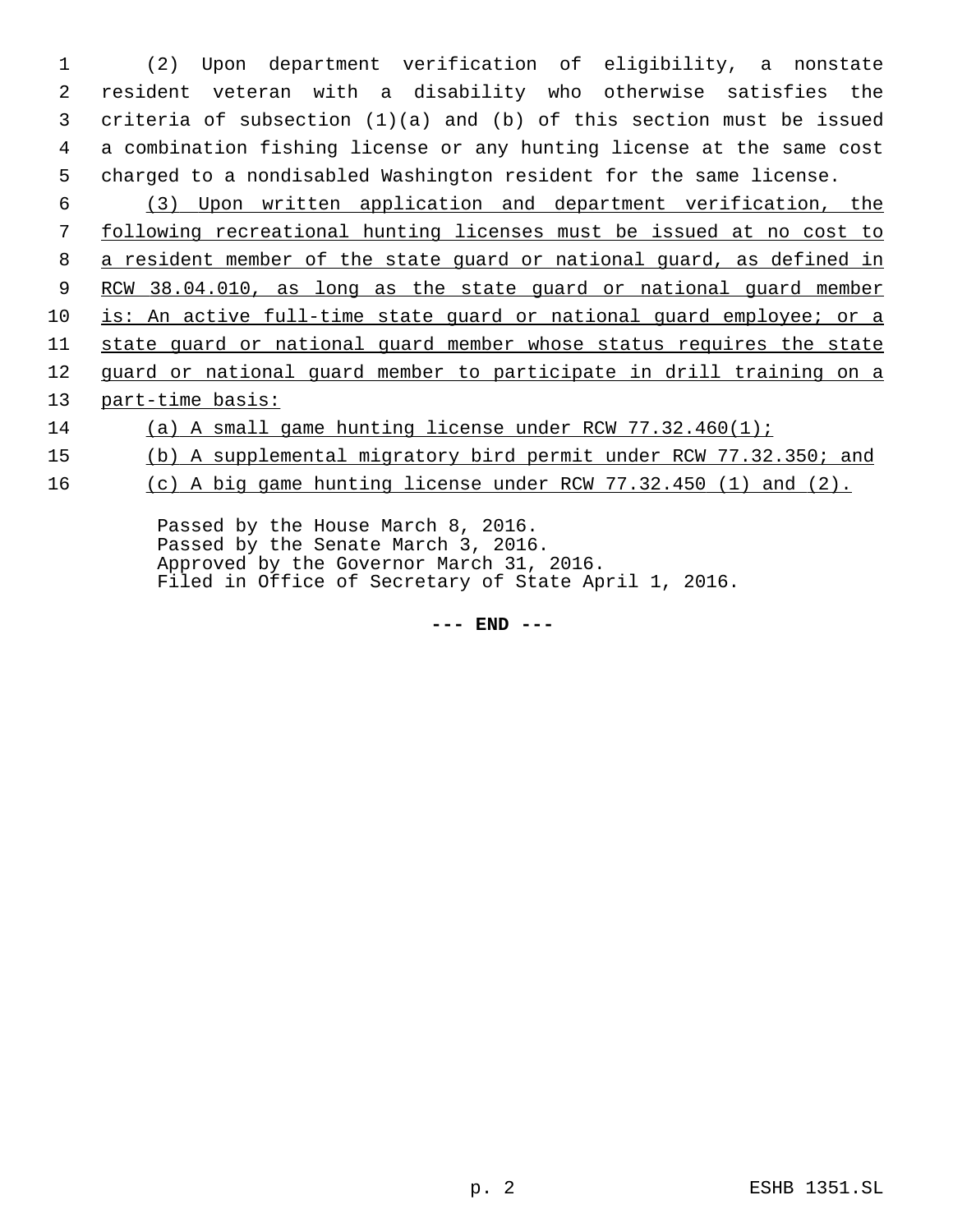(2) Upon department verification of eligibility, a nonstate resident veteran with a disability who otherwise satisfies the criteria of subsection (1)(a) and (b) of this section must be issued a combination fishing license or any hunting license at the same cost charged to a nondisabled Washington resident for the same license.

(3) Upon written application and department verification, the following recreational hunting licenses must be issued at no cost to a resident member of the state guard or national guard, as defined in RCW 38.04.010, as long as the state guard or national guard member is: An active full-time state guard or national guard employee; or a state guard or national guard member whose status requires the state guard or national guard member to participate in drill training on a part-time basis:

(a) A small game hunting license under RCW 77.32.460(1);

(b) A supplemental migratory bird permit under RCW 77.32.350; and

(c) A big game hunting license under RCW 77.32.450 (1) and (2).

Passed by the House March 8, 2016.
Passed by the Senate March 3, 2016.
Approved by the Governor March 31, 2016.
Filed in Office of Secretary of State April 1, 2016.

**--- END ---**